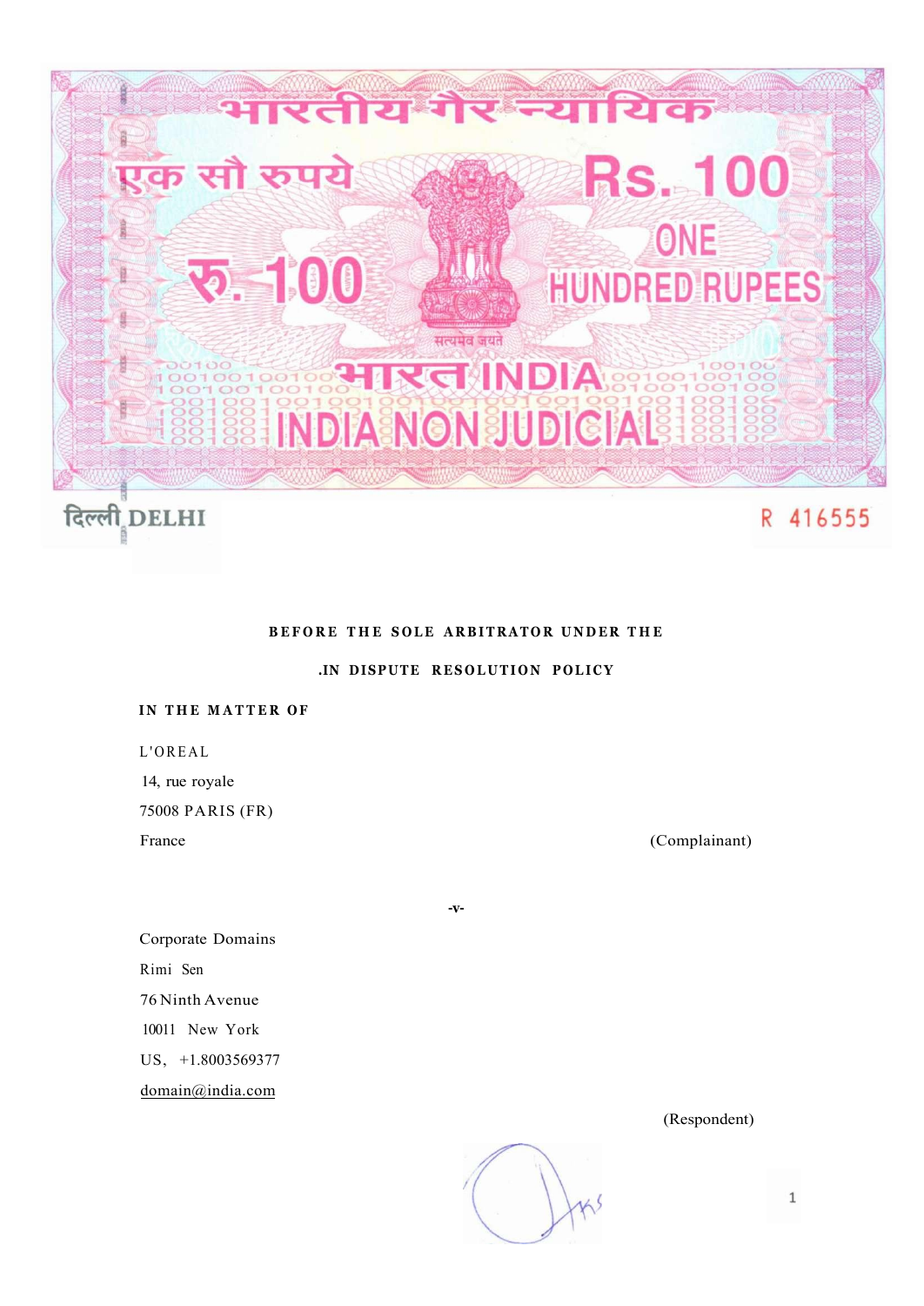भारतीय गैर न्यायिक

एक सौ रुपये

Rs. 100

रु. 100

ONE HUNDRED RUPEES

सत्यमेव जयते

भारत INDIA

INDIA NON JUDICIAL

दिल्ली DELHI

R 416555

**BEFORE THE SOLE ARBITRATOR UNDER THE**

**.IN DISPUTE RESOLUTION POLICY**

**IN THE MATTER OF**

L'OREAL
14, rue royale
75008 PARIS (FR)
France (Complainant)

-v-

Corporate Domains
Rimi Sen
76 Ninth Avenue
10011 New York
US, +1.8003569377
domain@india.com

(Respondent)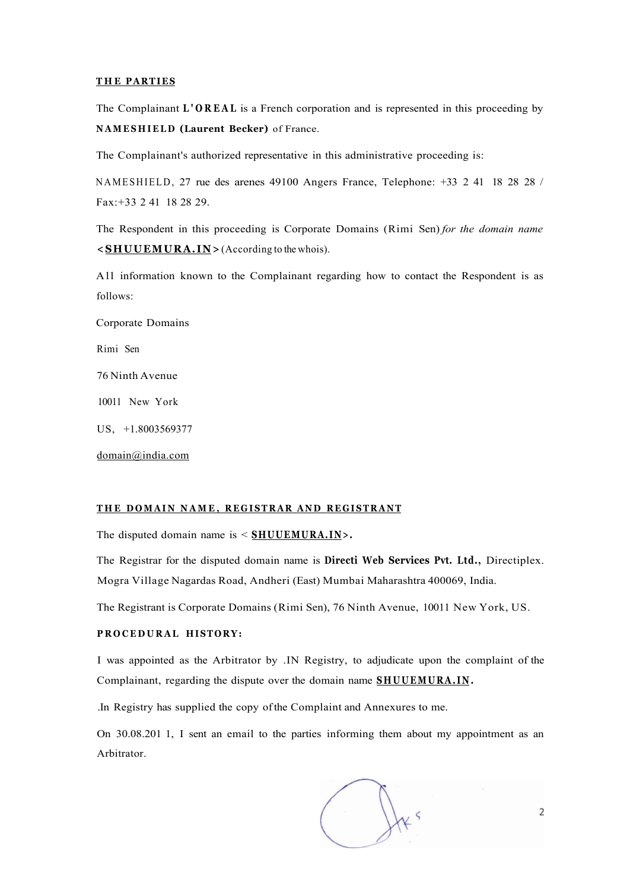**THE PARTIES**

The Complainant **L'OREAL** is a French corporation and is represented in this proceeding by **NAMESHIELD (Laurent Becker)** of France.

The Complainant's authorized representative in this administrative proceeding is:

NAMESHIELD, 27 rue des arenes 49100 Angers France, Telephone: +33 2 41 18 28 28 / Fax:+33 2 41 18 28 29.

The Respondent in this proceeding is Corporate Domains (Rimi Sen) *for the domain name* **<SHUUEMURA.IN>** (According to the whois).

A1l information known to the Complainant regarding how to contact the Respondent is as follows:

Corporate Domains

Rimi Sen

76 Ninth Avenue

10011 New York

US, +1.8003569377

domain@india.com

**THE DOMAIN NAME, REGISTRAR AND REGISTRANT**

The disputed domain name is < **SHUUEMURA.IN>.**

The Registrar for the disputed domain name is **Directi Web Services Pvt. Ltd.,** Directiplex. Mogra Village Nagardas Road, Andheri (East) Mumbai Maharashtra 400069, India.

The Registrant is Corporate Domains (Rimi Sen), 76 Ninth Avenue, 10011 New York, US.

**PROCEDURAL HISTORY:**

I was appointed as the Arbitrator by .IN Registry, to adjudicate upon the complaint of the Complainant, regarding the dispute over the domain name **SHUUEMURA.IN.**

.In Registry has supplied the copy of the Complaint and Annexures to me.

On 30.08.201 1, I sent an email to the parties informing them about my appointment as an Arbitrator.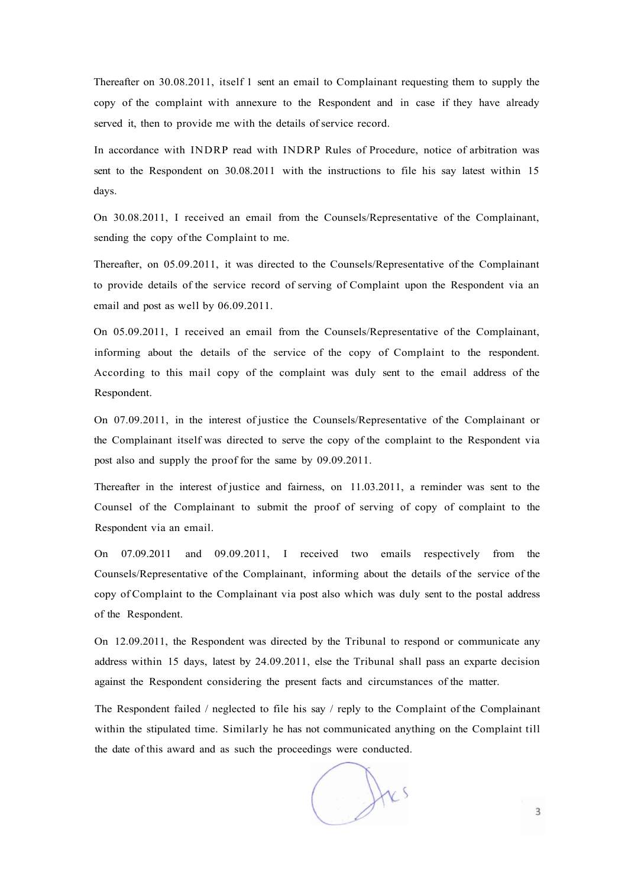Thereafter on 30.08.2011, itself I sent an email to Complainant requesting them to supply the copy of the complaint with annexure to the Respondent and in case if they have already served it, then to provide me with the details of service record.

In accordance with INDRP read with INDRP Rules of Procedure, notice of arbitration was sent to the Respondent on 30.08.2011 with the instructions to file his say latest within 15 days.

On 30.08.2011, I received an email from the Counsels/Representative of the Complainant, sending the copy of the Complaint to me.

Thereafter, on 05.09.2011, it was directed to the Counsels/Representative of the Complainant to provide details of the service record of serving of Complaint upon the Respondent via an email and post as well by 06.09.2011.

On 05.09.2011, I received an email from the Counsels/Representative of the Complainant, informing about the details of the service of the copy of Complaint to the respondent. According to this mail copy of the complaint was duly sent to the email address of the Respondent.

On 07.09.2011, in the interest of justice the Counsels/Representative of the Complainant or the Complainant itself was directed to serve the copy of the complaint to the Respondent via post also and supply the proof for the same by 09.09.2011.

Thereafter in the interest of justice and fairness, on 11.03.2011, a reminder was sent to the Counsel of the Complainant to submit the proof of serving of copy of complaint to the Respondent via an email.

On 07.09.2011 and 09.09.2011, I received two emails respectively from the Counsels/Representative of the Complainant, informing about the details of the service of the copy of Complaint to the Complainant via post also which was duly sent to the postal address of the Respondent.

On 12.09.2011, the Respondent was directed by the Tribunal to respond or communicate any address within 15 days, latest by 24.09.2011, else the Tribunal shall pass an exparte decision against the Respondent considering the present facts and circumstances of the matter.

The Respondent failed / neglected to file his say / reply to the Complaint of the Complainant within the stipulated time. Similarly he has not communicated anything on the Complaint till the date of this award and as such the proceedings were conducted.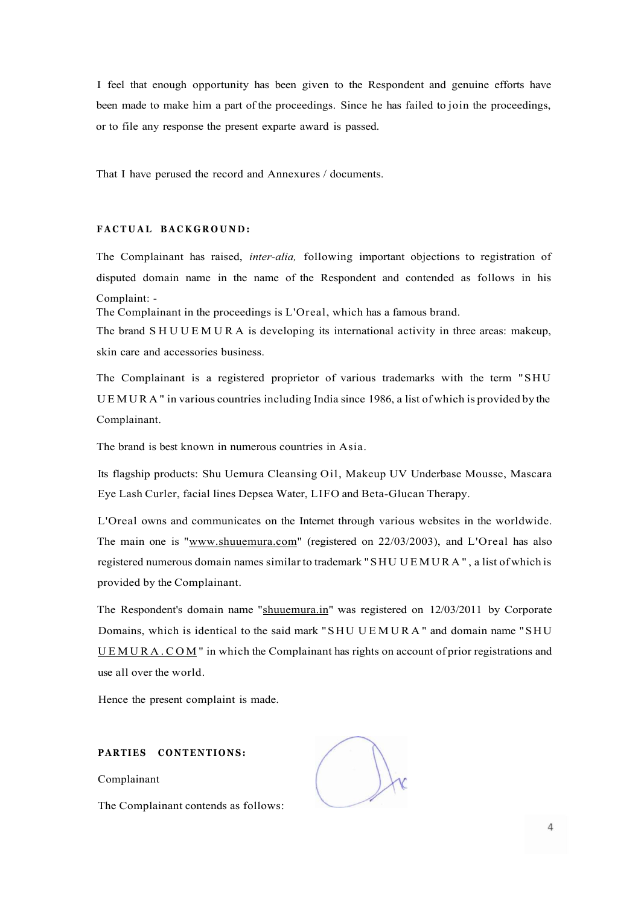I feel that enough opportunity has been given to the Respondent and genuine efforts have been made to make him a part of the proceedings. Since he has failed to join the proceedings, or to file any response the present exparte award is passed.

That I have perused the record and Annexures / documents.

**FACTUAL BACKGROUND:**

The Complainant has raised, *inter-alia,* following important objections to registration of disputed domain name in the name of the Respondent and contended as follows in his Complaint: -

The Complainant in the proceedings is L'Oreal, which has a famous brand.

The brand SHU UEMURA is developing its international activity in three areas: makeup, skin care and accessories business.

The Complainant is a registered proprietor of various trademarks with the term "SHU UEMURA" in various countries including India since 1986, a list of which is provided by the Complainant.

The brand is best known in numerous countries in Asia.

Its flagship products: Shu Uemura Cleansing Oil, Makeup UV Underbase Mousse, Mascara Eye Lash Curler, facial lines Depsea Water, LIFO and Beta-Glucan Therapy.

L'Oreal owns and communicates on the Internet through various websites in the worldwide. The main one is "www.shuuemura.com" (registered on 22/03/2003), and L'Oreal has also registered numerous domain names similar to trademark "SHU UEMURA", a list of which is provided by the Complainant.

The Respondent's domain name "shuuemura.in" was registered on 12/03/2011 by Corporate Domains, which is identical to the said mark "SHU UEMURA" and domain name "SHU UEMURA.COM" in which the Complainant has rights on account of prior registrations and use all over the world.

Hence the present complaint is made.

**PARTIES CONTENTIONS:**

Complainant

The Complainant contends as follows: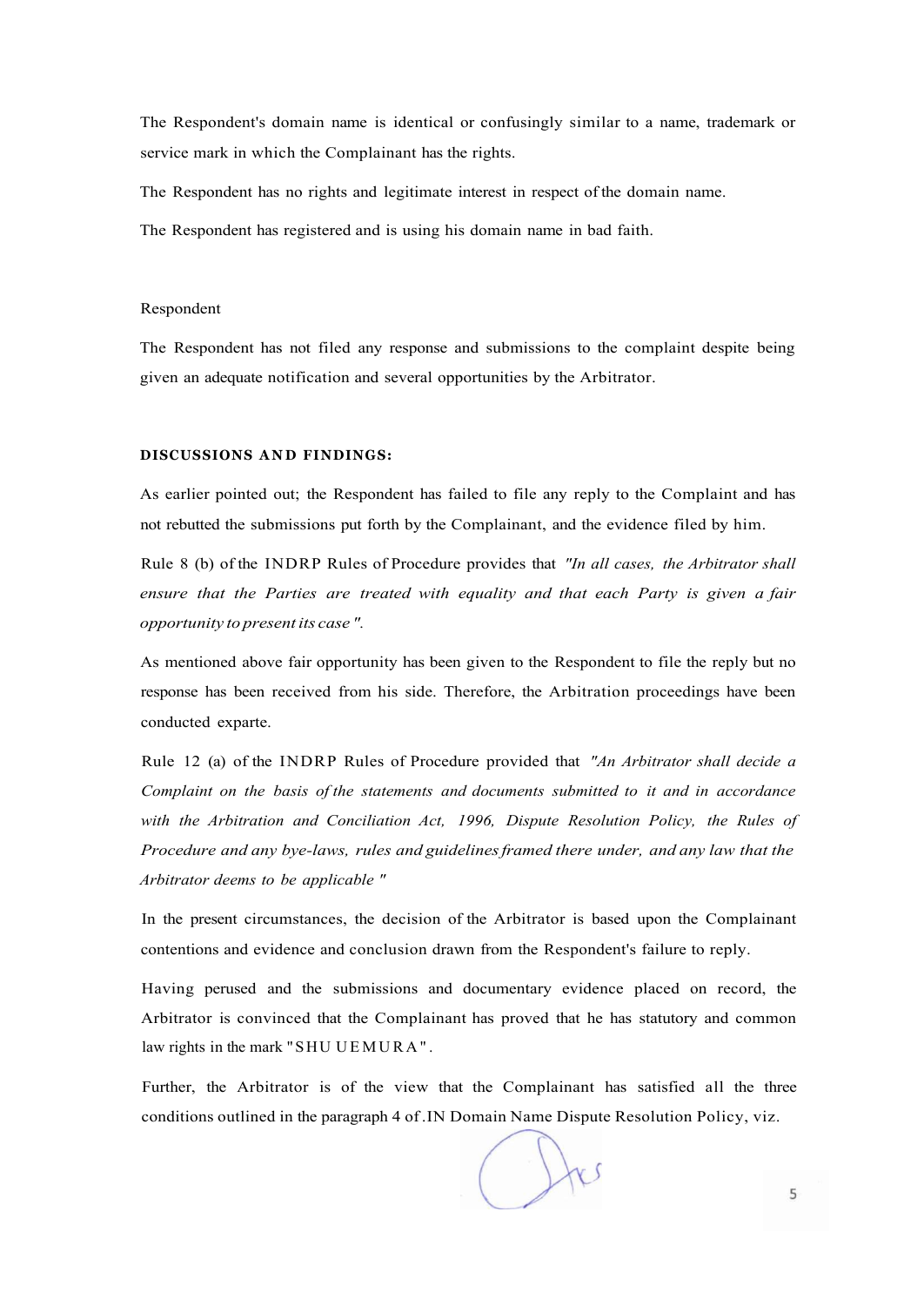The Respondent's domain name is identical or confusingly similar to a name, trademark or service mark in which the Complainant has the rights.

The Respondent has no rights and legitimate interest in respect of the domain name.

The Respondent has registered and is using his domain name in bad faith.

Respondent

The Respondent has not filed any response and submissions to the complaint despite being given an adequate notification and several opportunities by the Arbitrator.

**DISCUSSIONS AND FINDINGS:**

As earlier pointed out; the Respondent has failed to file any reply to the Complaint and has not rebutted the submissions put forth by the Complainant, and the evidence filed by him.

Rule 8 (b) of the INDRP Rules of Procedure provides that *"In all cases, the Arbitrator shall ensure that the Parties are treated with equality and that each Party is given a fair opportunity to present its case ".*

As mentioned above fair opportunity has been given to the Respondent to file the reply but no response has been received from his side. Therefore, the Arbitration proceedings have been conducted exparte.

Rule 12 (a) of the INDRP Rules of Procedure provided that *"An Arbitrator shall decide a Complaint on the basis of the statements and documents submitted to it and in accordance with the Arbitration and Conciliation Act, 1996, Dispute Resolution Policy, the Rules of Procedure and any bye-laws, rules and guidelines framed there under, and any law that the Arbitrator deems to be applicable "*

In the present circumstances, the decision of the Arbitrator is based upon the Complainant contentions and evidence and conclusion drawn from the Respondent's failure to reply.

Having perused and the submissions and documentary evidence placed on record, the Arbitrator is convinced that the Complainant has proved that he has statutory and common law rights in the mark "SHU UEMURA".

Further, the Arbitrator is of the view that the Complainant has satisfied all the three conditions outlined in the paragraph 4 of .IN Domain Name Dispute Resolution Policy, viz.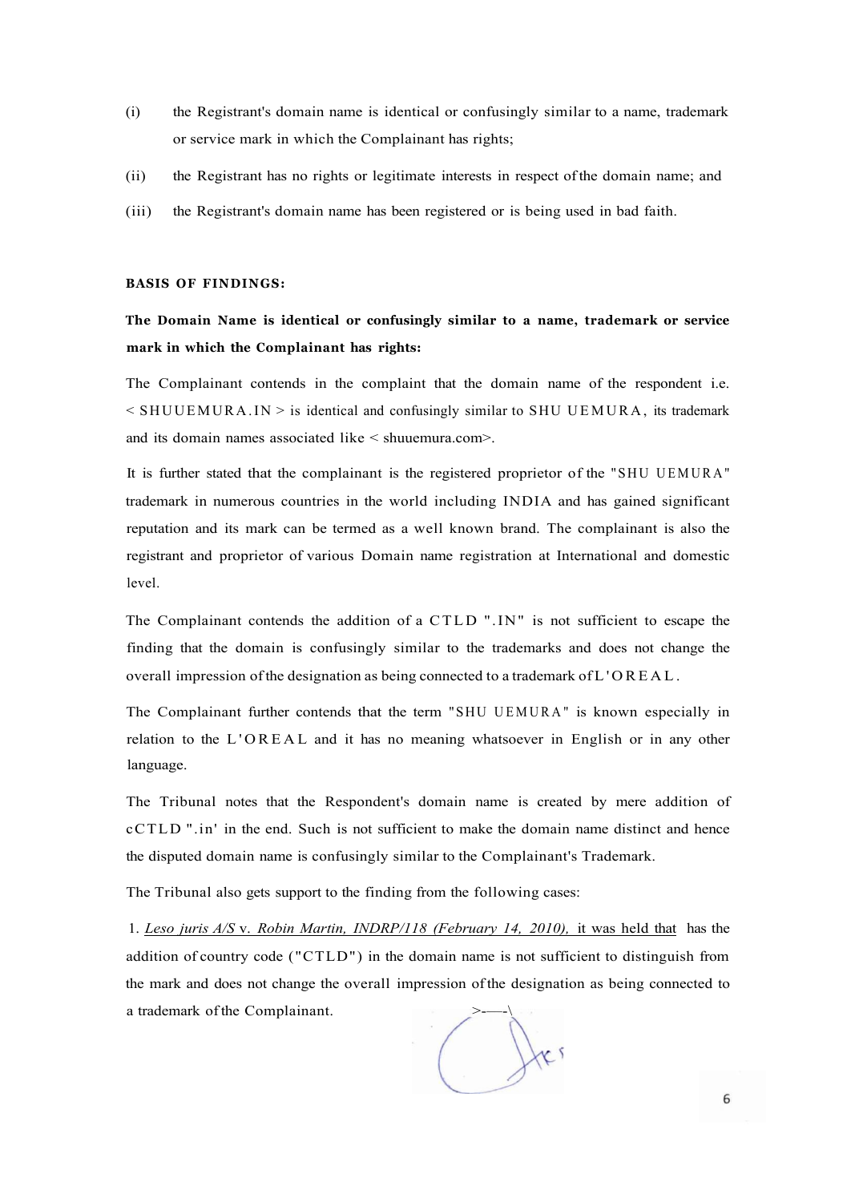(i) the Registrant's domain name is identical or confusingly similar to a name, trademark or service mark in which the Complainant has rights;

(ii) the Registrant has no rights or legitimate interests in respect of the domain name; and

(iii) the Registrant's domain name has been registered or is being used in bad faith.

**BASIS OF FINDINGS:**

**The Domain Name is identical or confusingly similar to a name, trademark or service mark in which the Complainant has rights:**

The Complainant contends in the complaint that the domain name of the respondent i.e. < SHUUEMURA.IN > is identical and confusingly similar to SHU UEMURA, its trademark and its domain names associated like < shuuemura.com>.

It is further stated that the complainant is the registered proprietor of the "SHU UEMURA" trademark in numerous countries in the world including INDIA and has gained significant reputation and its mark can be termed as a well known brand. The complainant is also the registrant and proprietor of various Domain name registration at International and domestic level.

The Complainant contends the addition of a CTLD ".IN" is not sufficient to escape the finding that the domain is confusingly similar to the trademarks and does not change the overall impression of the designation as being connected to a trademark of L'OREAL.

The Complainant further contends that the term "SHU UEMURA" is known especially in relation to the L'OREAL and it has no meaning whatsoever in English or in any other language.

The Tribunal notes that the Respondent's domain name is created by mere addition of cCTLD ".in' in the end. Such is not sufficient to make the domain name distinct and hence the disputed domain name is confusingly similar to the Complainant's Trademark.

The Tribunal also gets support to the finding from the following cases:

1. *Leso juris A/S v. Robin Martin, INDRP/118 (February 14, 2010),* it was held that has the addition of country code ("CTLD") in the domain name is not sufficient to distinguish from the mark and does not change the overall impression of the designation as being connected to a trademark of the Complainant.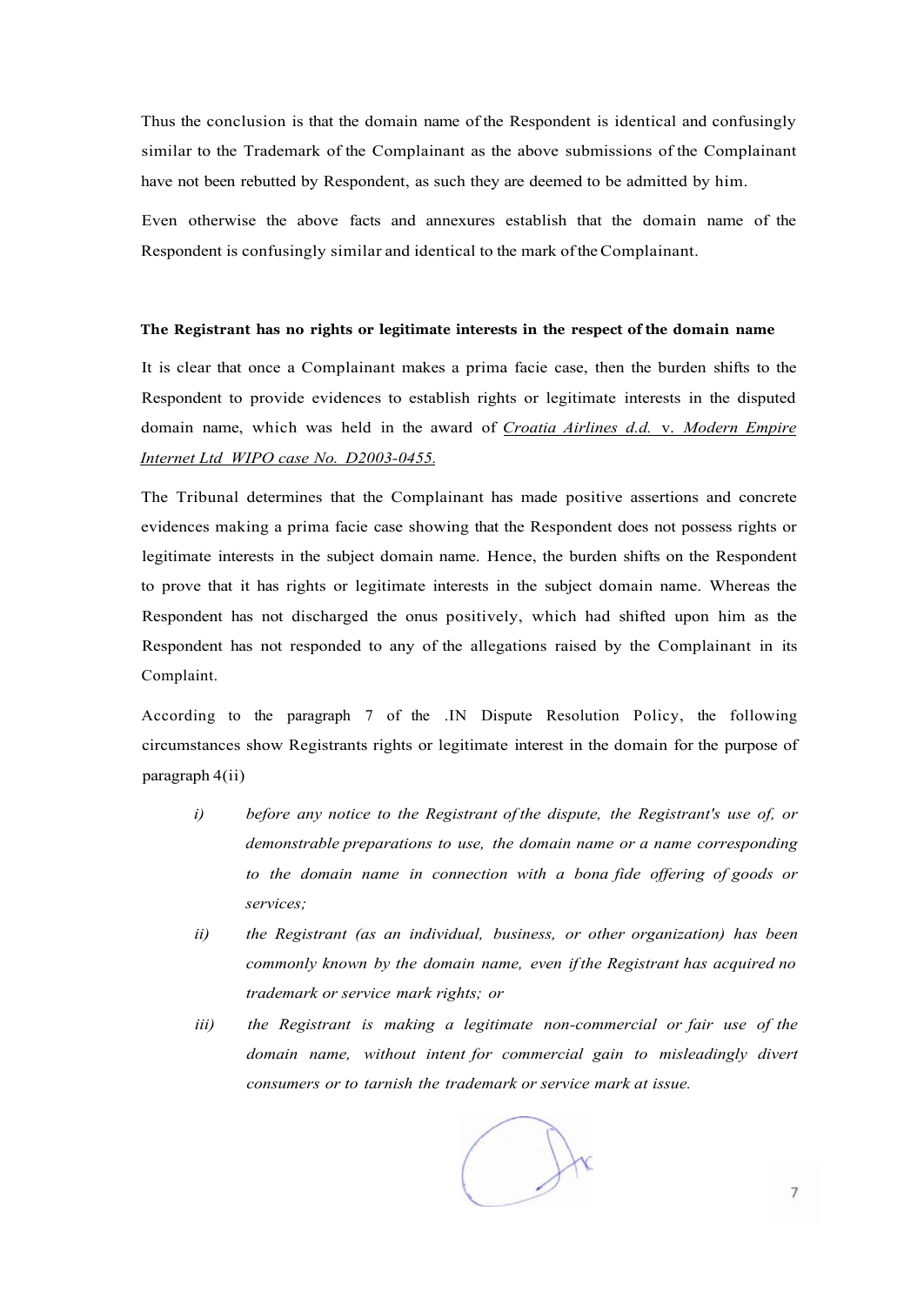Thus the conclusion is that the domain name of the Respondent is identical and confusingly similar to the Trademark of the Complainant as the above submissions of the Complainant have not been rebutted by Respondent, as such they are deemed to be admitted by him.

Even otherwise the above facts and annexures establish that the domain name of the Respondent is confusingly similar and identical to the mark of the Complainant.

**The Registrant has no rights or legitimate interests in the respect of the domain name**

It is clear that once a Complainant makes a prima facie case, then the burden shifts to the Respondent to provide evidences to establish rights or legitimate interests in the disputed domain name, which was held in the award of *Croatia Airlines d.d.* v. *Modern Empire Internet Ltd WIPO case No. D2003-0455.*

The Tribunal determines that the Complainant has made positive assertions and concrete evidences making a prima facie case showing that the Respondent does not possess rights or legitimate interests in the subject domain name. Hence, the burden shifts on the Respondent to prove that it has rights or legitimate interests in the subject domain name. Whereas the Respondent has not discharged the onus positively, which had shifted upon him as the Respondent has not responded to any of the allegations raised by the Complainant in its Complaint.

According to the paragraph 7 of the .IN Dispute Resolution Policy, the following circumstances show Registrants rights or legitimate interest in the domain for the purpose of paragraph 4(ii)

i) *before any notice to the Registrant of the dispute, the Registrant's use of, or demonstrable preparations to use, the domain name or a name corresponding to the domain name in connection with a bona fide offering of goods or services;*

ii) *the Registrant (as an individual, business, or other organization) has been commonly known by the domain name, even if the Registrant has acquired no trademark or service mark rights; or*

iii) *the Registrant is making a legitimate non-commercial or fair use of the domain name, without intent for commercial gain to misleadingly divert consumers or to tarnish the trademark or service mark at issue.*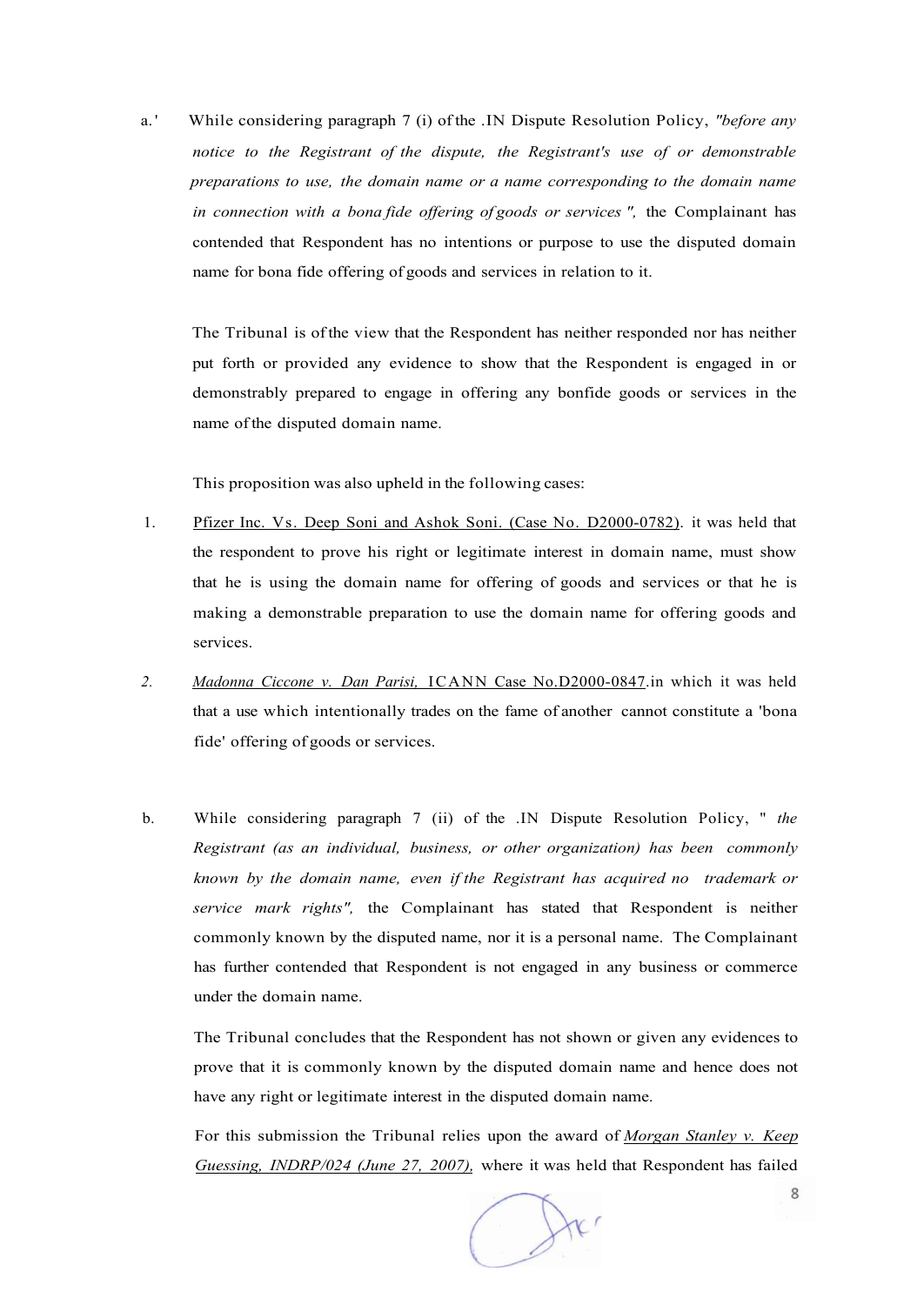a.' While considering paragraph 7 (i) of the .IN Dispute Resolution Policy, *"before any notice to the Registrant of the dispute, the Registrant's use of or demonstrable preparations to use, the domain name or a name corresponding to the domain name in connection with a bona fide offering of goods or services ",* the Complainant has contended that Respondent has no intentions or purpose to use the disputed domain name for bona fide offering of goods and services in relation to it.

The Tribunal is of the view that the Respondent has neither responded nor has neither put forth or provided any evidence to show that the Respondent is engaged in or demonstrably prepared to engage in offering any bonfide goods or services in the name of the disputed domain name.

This proposition was also upheld in the following cases:

1. Pfizer Inc. Vs. Deep Soni and Ashok Soni. (Case No. D2000-0782). it was held that the respondent to prove his right or legitimate interest in domain name, must show that he is using the domain name for offering of goods and services or that he is making a demonstrable preparation to use the domain name for offering goods and services.

2. *Madonna Ciccone v. Dan Parisi,* ICANN Case No.D2000-0847.in which it was held that a use which intentionally trades on the fame of another cannot constitute a 'bona fide' offering of goods or services.

b. While considering paragraph 7 (ii) of the .IN Dispute Resolution Policy, " *the Registrant (as an individual, business, or other organization) has been commonly known by the domain name, even if the Registrant has acquired no trademark or service mark rights",* the Complainant has stated that Respondent is neither commonly known by the disputed name, nor it is a personal name. The Complainant has further contended that Respondent is not engaged in any business or commerce under the domain name.

The Tribunal concludes that the Respondent has not shown or given any evidences to prove that it is commonly known by the disputed domain name and hence does not have any right or legitimate interest in the disputed domain name.

For this submission the Tribunal relies upon the award of *Morgan Stanley v. Keep Guessing, INDRP/024 (June 27, 2007),* where it was held that Respondent has failed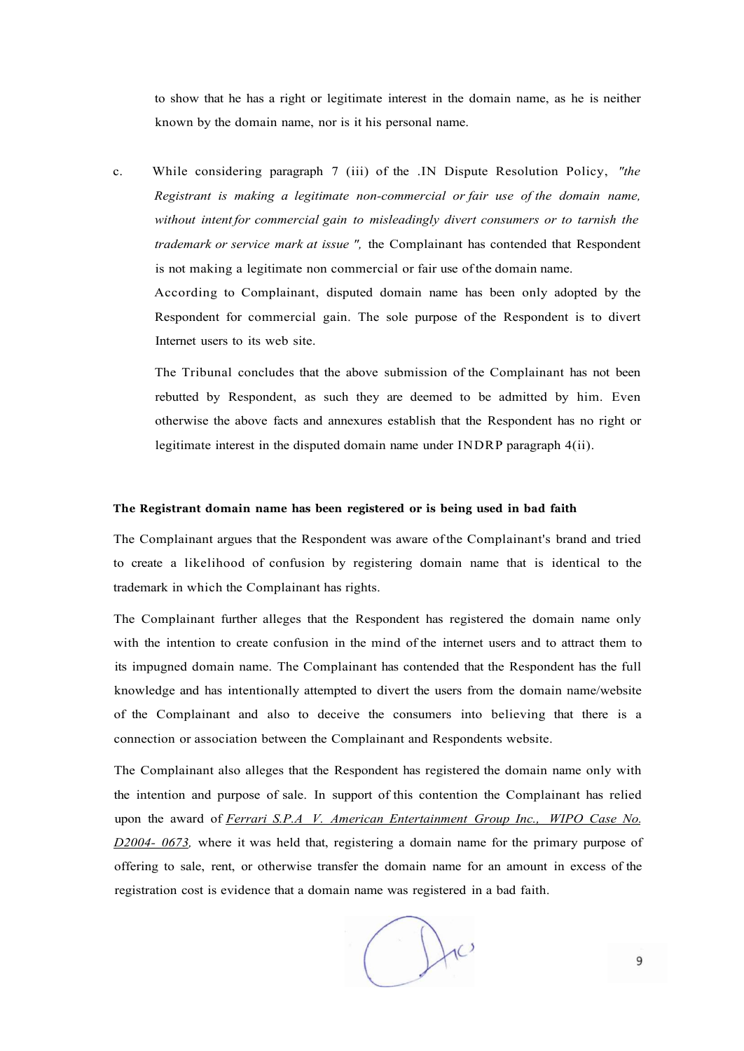to show that he has a right or legitimate interest in the domain name, as he is neither known by the domain name, nor is it his personal name.

c. While considering paragraph 7 (iii) of the .IN Dispute Resolution Policy, *"the Registrant is making a legitimate non-commercial or fair use of the domain name, without intent for commercial gain to misleadingly divert consumers or to tarnish the trademark or service mark at issue ",* the Complainant has contended that Respondent is not making a legitimate non commercial or fair use of the domain name.

According to Complainant, disputed domain name has been only adopted by the Respondent for commercial gain. The sole purpose of the Respondent is to divert Internet users to its web site.

The Tribunal concludes that the above submission of the Complainant has not been rebutted by Respondent, as such they are deemed to be admitted by him. Even otherwise the above facts and annexures establish that the Respondent has no right or legitimate interest in the disputed domain name under INDRP paragraph 4(ii).

**The Registrant domain name has been registered or is being used in bad faith**

The Complainant argues that the Respondent was aware of the Complainant's brand and tried to create a likelihood of confusion by registering domain name that is identical to the trademark in which the Complainant has rights.

The Complainant further alleges that the Respondent has registered the domain name only with the intention to create confusion in the mind of the internet users and to attract them to its impugned domain name. The Complainant has contended that the Respondent has the full knowledge and has intentionally attempted to divert the users from the domain name/website of the Complainant and also to deceive the consumers into believing that there is a connection or association between the Complainant and Respondents website.

The Complainant also alleges that the Respondent has registered the domain name only with the intention and purpose of sale. In support of this contention the Complainant has relied upon the award of *Ferrari S.P.A V. American Entertainment Group Inc., WIPO Case No. D2004- 0673,* where it was held that, registering a domain name for the primary purpose of offering to sale, rent, or otherwise transfer the domain name for an amount in excess of the registration cost is evidence that a domain name was registered in a bad faith.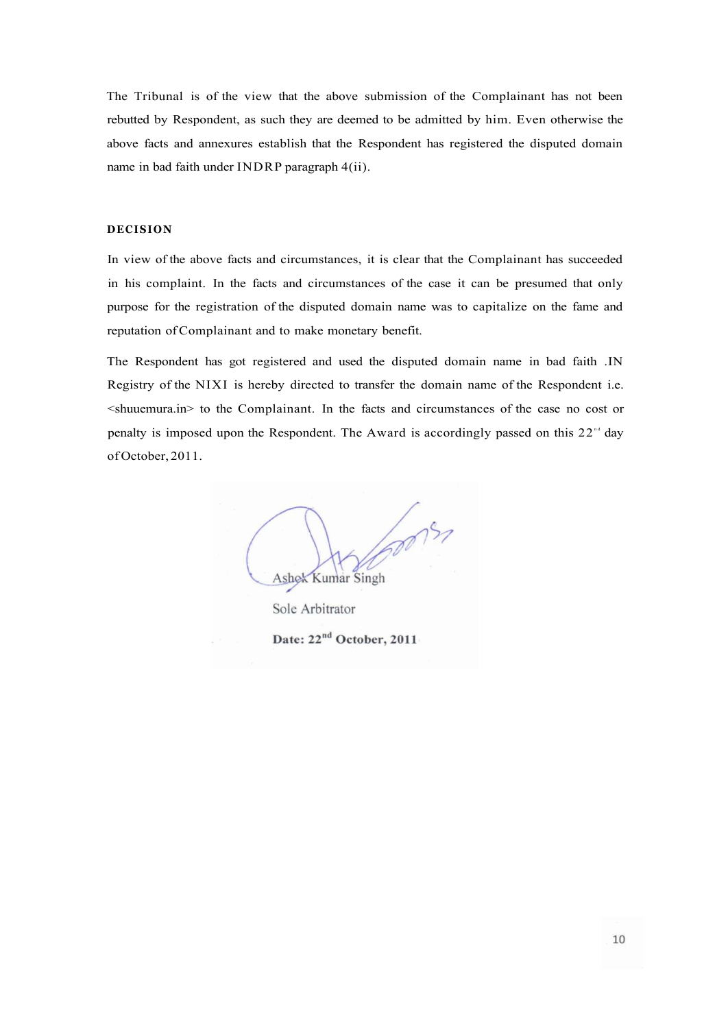The Tribunal is of the view that the above submission of the Complainant has not been rebutted by Respondent, as such they are deemed to be admitted by him. Even otherwise the above facts and annexures establish that the Respondent has registered the disputed domain name in bad faith under INDRP paragraph 4(ii).

**DECISION**

In view of the above facts and circumstances, it is clear that the Complainant has succeeded in his complaint. In the facts and circumstances of the case it can be presumed that only purpose for the registration of the disputed domain name was to capitalize on the fame and reputation of Complainant and to make monetary benefit.

The Respondent has got registered and used the disputed domain name in bad faith .IN Registry of the NIXI is hereby directed to transfer the domain name of the Respondent i.e. <shuuemura.in> to the Complainant. In the facts and circumstances of the case no cost or penalty is imposed upon the Respondent. The Award is accordingly passed on this 22nd day of October, 2011.

Ashok Kumar Singh

Sole Arbitrator

**Date: 22nd October, 2011**